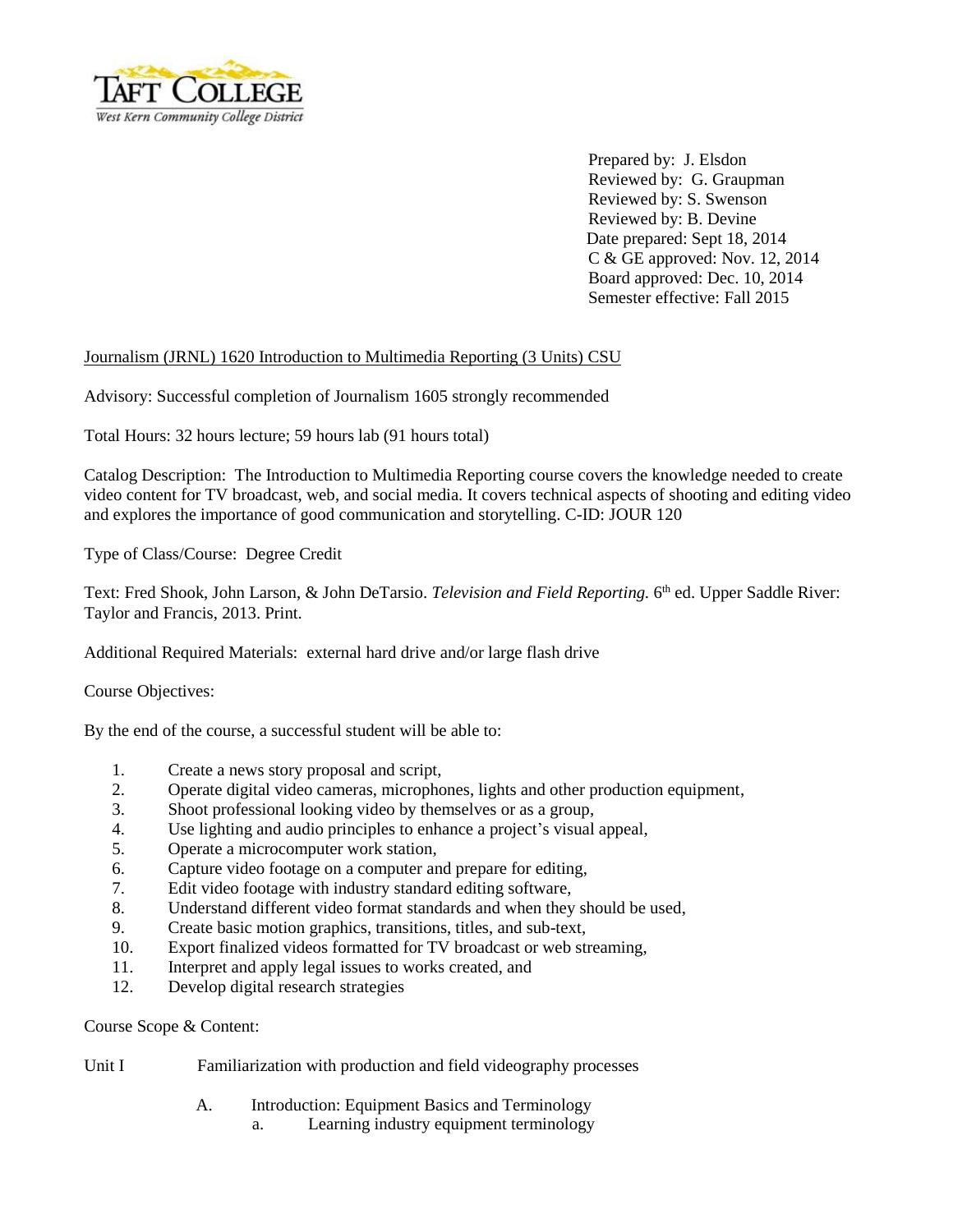TAFT COLLEGE
West Kern Community College District

Prepared by: J. Elsdon
Reviewed by: G. Graupman
Reviewed by: S. Swenson
Reviewed by: B. Devine
Date prepared: Sept 18, 2014
C & GE approved: Nov. 12, 2014
Board approved: Dec. 10, 2014
Semester effective: Fall 2015

Journalism (JRNL) 1620 Introduction to Multimedia Reporting (3 Units) CSU

Advisory: Successful completion of Journalism 1605 strongly recommended

Total Hours: 32 hours lecture; 59 hours lab (91 hours total)

Catalog Description: The Introduction to Multimedia Reporting course covers the knowledge needed to create video content for TV broadcast, web, and social media. It covers technical aspects of shooting and editing video and explores the importance of good communication and storytelling. C-ID: JOUR 120

Type of Class/Course: Degree Credit

Text: Fred Shook, John Larson, & John DeTarsio. *Television and Field Reporting.* 6th ed. Upper Saddle River: Taylor and Francis, 2013. Print.

Additional Required Materials: external hard drive and/or large flash drive

Course Objectives:

By the end of the course, a successful student will be able to:

1. Create a news story proposal and script,
2. Operate digital video cameras, microphones, lights and other production equipment,
3. Shoot professional looking video by themselves or as a group,
4. Use lighting and audio principles to enhance a project's visual appeal,
5. Operate a microcomputer work station,
6. Capture video footage on a computer and prepare for editing,
7. Edit video footage with industry standard editing software,
8. Understand different video format standards and when they should be used,
9. Create basic motion graphics, transitions, titles, and sub-text,
10. Export finalized videos formatted for TV broadcast or web streaming,
11. Interpret and apply legal issues to works created, and
12. Develop digital research strategies

Course Scope & Content:

Unit I Familiarization with production and field videography processes

- A. Introduction: Equipment Basics and Terminology
  - a. Learning industry equipment terminology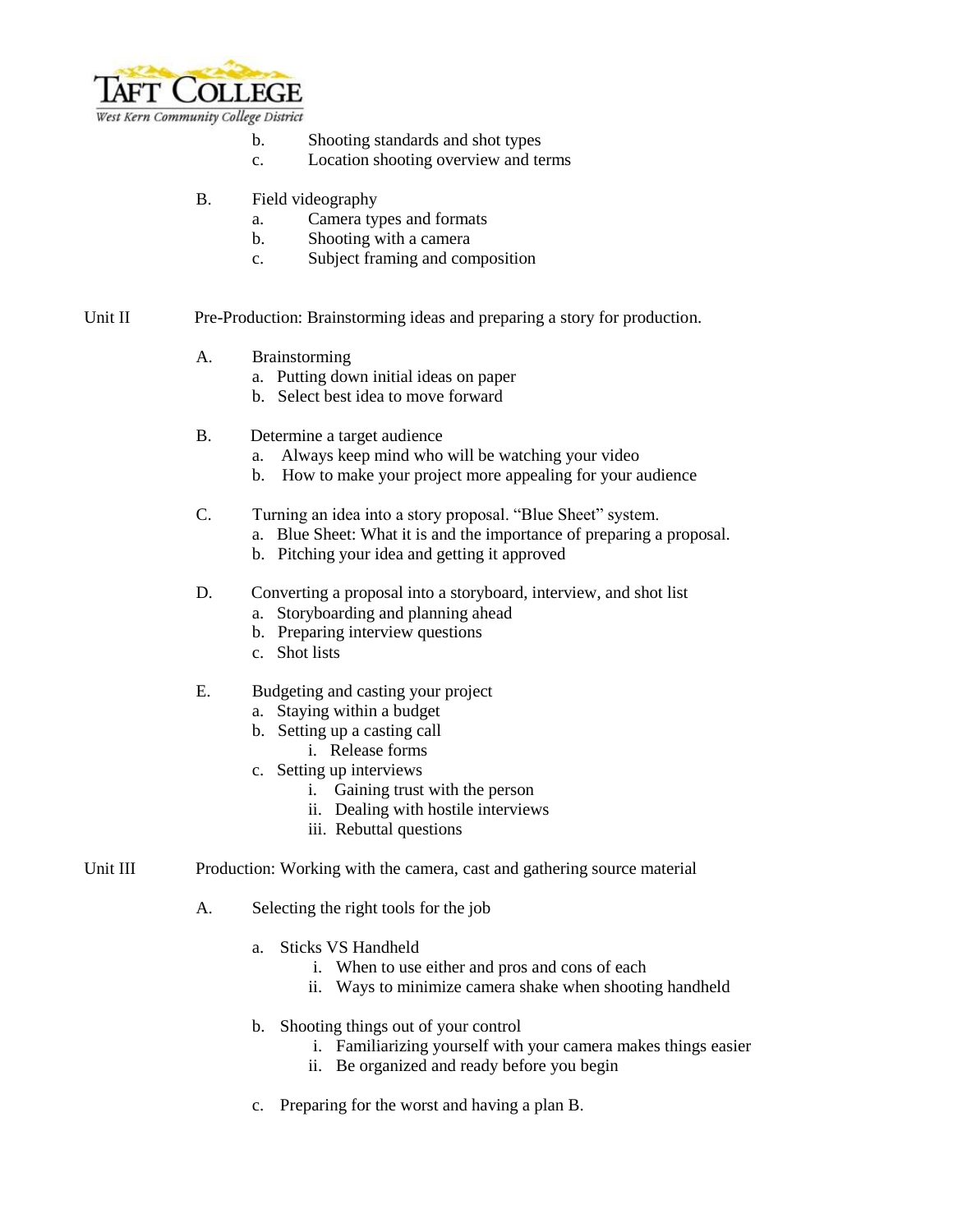b. Shooting standards and shot types
c. Location shooting overview and terms

B. Field videography
   a. Camera types and formats
   b. Shooting with a camera
   c. Subject framing and composition

Unit II Pre-Production: Brainstorming ideas and preparing a story for production.

A. Brainstorming
   a. Putting down initial ideas on paper
   b. Select best idea to move forward

B. Determine a target audience
   a. Always keep mind who will be watching your video
   b. How to make your project more appealing for your audience

C. Turning an idea into a story proposal. "Blue Sheet" system.
   a. Blue Sheet: What it is and the importance of preparing a proposal.
   b. Pitching your idea and getting it approved

D. Converting a proposal into a storyboard, interview, and shot list
   a. Storyboarding and planning ahead
   b. Preparing interview questions
   c. Shot lists

E. Budgeting and casting your project
   a. Staying within a budget
   b. Setting up a casting call
      i. Release forms
   c. Setting up interviews
      i. Gaining trust with the person
      ii. Dealing with hostile interviews
      iii. Rebuttal questions

Unit III Production: Working with the camera, cast and gathering source material

A. Selecting the right tools for the job

   a. Sticks VS Handheld
      i. When to use either and pros and cons of each
      ii. Ways to minimize camera shake when shooting handheld

   b. Shooting things out of your control
      i. Familiarizing yourself with your camera makes things easier
      ii. Be organized and ready before you begin

   c. Preparing for the worst and having a plan B.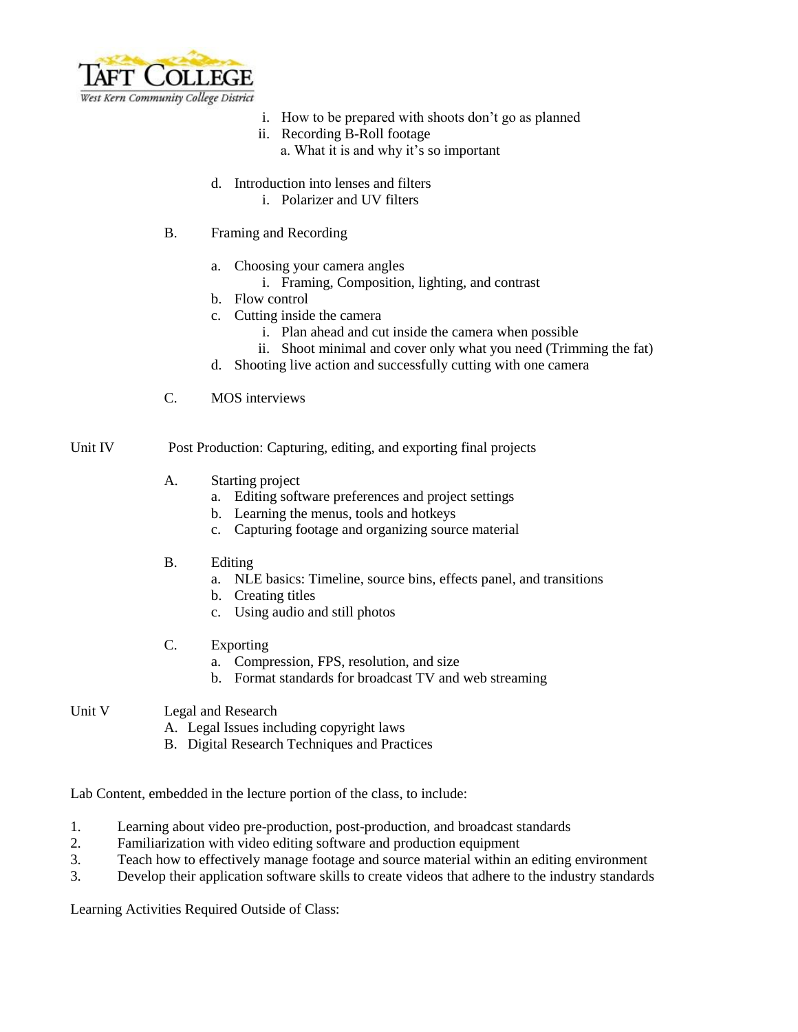- i. How to be prepared with shoots don't go as planned
- ii. Recording B-Roll footage
  - a. What it is and why it's so important

d. Introduction into lenses and filters
- i. Polarizer and UV filters

B. Framing and Recording

- a. Choosing your camera angles
  - i. Framing, Composition, lighting, and contrast
- b. Flow control
- c. Cutting inside the camera
  - i. Plan ahead and cut inside the camera when possible
  - ii. Shoot minimal and cover only what you need (Trimming the fat)
- d. Shooting live action and successfully cutting with one camera

C. MOS interviews

Unit IV Post Production: Capturing, editing, and exporting final projects

A. Starting project
- a. Editing software preferences and project settings
- b. Learning the menus, tools and hotkeys
- c. Capturing footage and organizing source material

B. Editing
- a. NLE basics: Timeline, source bins, effects panel, and transitions
- b. Creating titles
- c. Using audio and still photos

C. Exporting
- a. Compression, FPS, resolution, and size
- b. Format standards for broadcast TV and web streaming

Unit V Legal and Research
- A. Legal Issues including copyright laws
- B. Digital Research Techniques and Practices

Lab Content, embedded in the lecture portion of the class, to include:

1. Learning about video pre-production, post-production, and broadcast standards
2. Familiarization with video editing software and production equipment
3. Teach how to effectively manage footage and source material within an editing environment
3. Develop their application software skills to create videos that adhere to the industry standards

Learning Activities Required Outside of Class: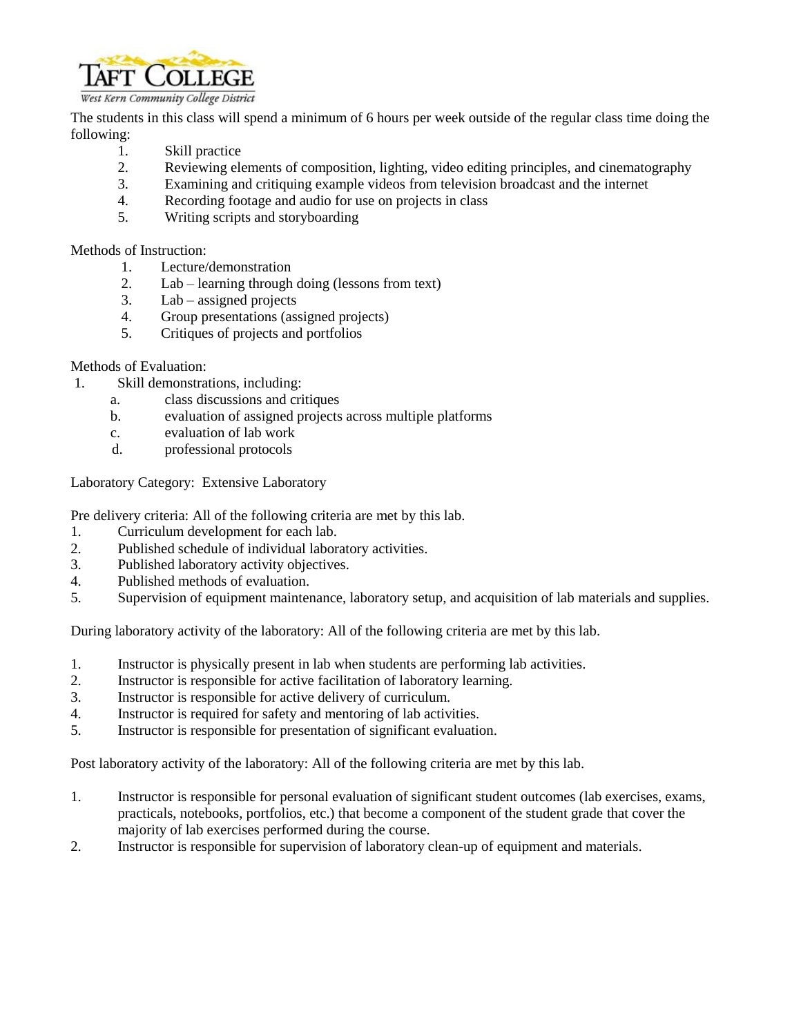The students in this class will spend a minimum of 6 hours per week outside of the regular class time doing the following:

1. Skill practice
2. Reviewing elements of composition, lighting, video editing principles, and cinematography
3. Examining and critiquing example videos from television broadcast and the internet
4. Recording footage and audio for use on projects in class
5. Writing scripts and storyboarding

Methods of Instruction:

1. Lecture/demonstration
2. Lab – learning through doing (lessons from text)
3. Lab – assigned projects
4. Group presentations (assigned projects)
5. Critiques of projects and portfolios

Methods of Evaluation:

1. Skill demonstrations, including:
    a. class discussions and critiques
    b. evaluation of assigned projects across multiple platforms
    c. evaluation of lab work
    d. professional protocols

Laboratory Category: Extensive Laboratory

Pre delivery criteria: All of the following criteria are met by this lab.

1. Curriculum development for each lab.
2. Published schedule of individual laboratory activities.
3. Published laboratory activity objectives.
4. Published methods of evaluation.
5. Supervision of equipment maintenance, laboratory setup, and acquisition of lab materials and supplies.

During laboratory activity of the laboratory: All of the following criteria are met by this lab.

1. Instructor is physically present in lab when students are performing lab activities.
2. Instructor is responsible for active facilitation of laboratory learning.
3. Instructor is responsible for active delivery of curriculum.
4. Instructor is required for safety and mentoring of lab activities.
5. Instructor is responsible for presentation of significant evaluation.

Post laboratory activity of the laboratory: All of the following criteria are met by this lab.

1. Instructor is responsible for personal evaluation of significant student outcomes (lab exercises, exams, practicals, notebooks, portfolios, etc.) that become a component of the student grade that cover the majority of lab exercises performed during the course.
2. Instructor is responsible for supervision of laboratory clean-up of equipment and materials.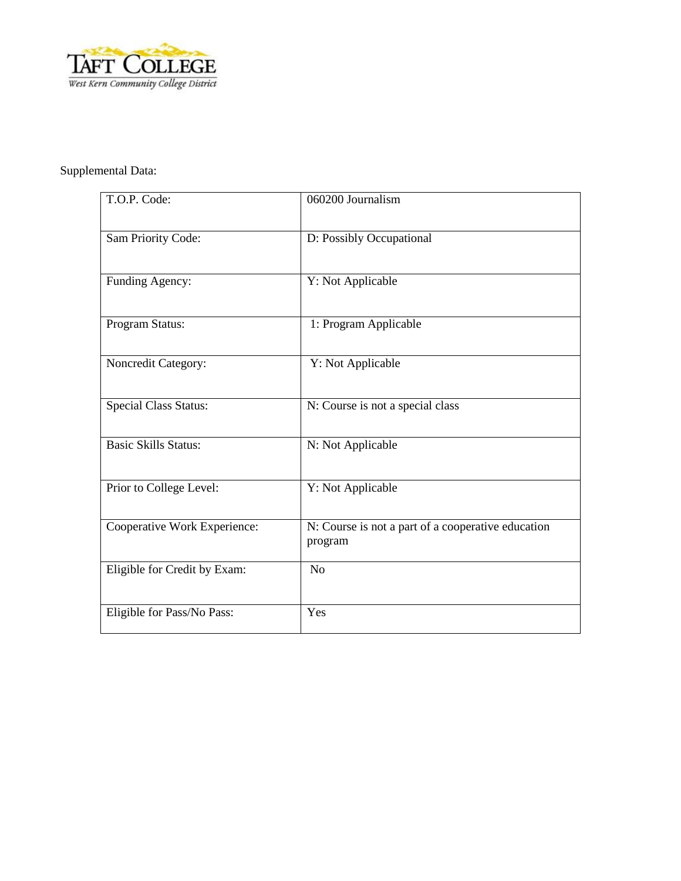Supplemental Data:

| | |
|---|---|
| T.O.P. Code: | 060200 Journalism |
| Sam Priority Code: | D: Possibly Occupational |
| Funding Agency: | Y: Not Applicable |
| Program Status: | 1: Program Applicable |
| Noncredit Category: | Y: Not Applicable |
| Special Class Status: | N: Course is not a special class |
| Basic Skills Status: | N: Not Applicable |
| Prior to College Level: | Y: Not Applicable |
| Cooperative Work Experience: | N: Course is not a part of a cooperative education program |
| Eligible for Credit by Exam: | No |
| Eligible for Pass/No Pass: | Yes |